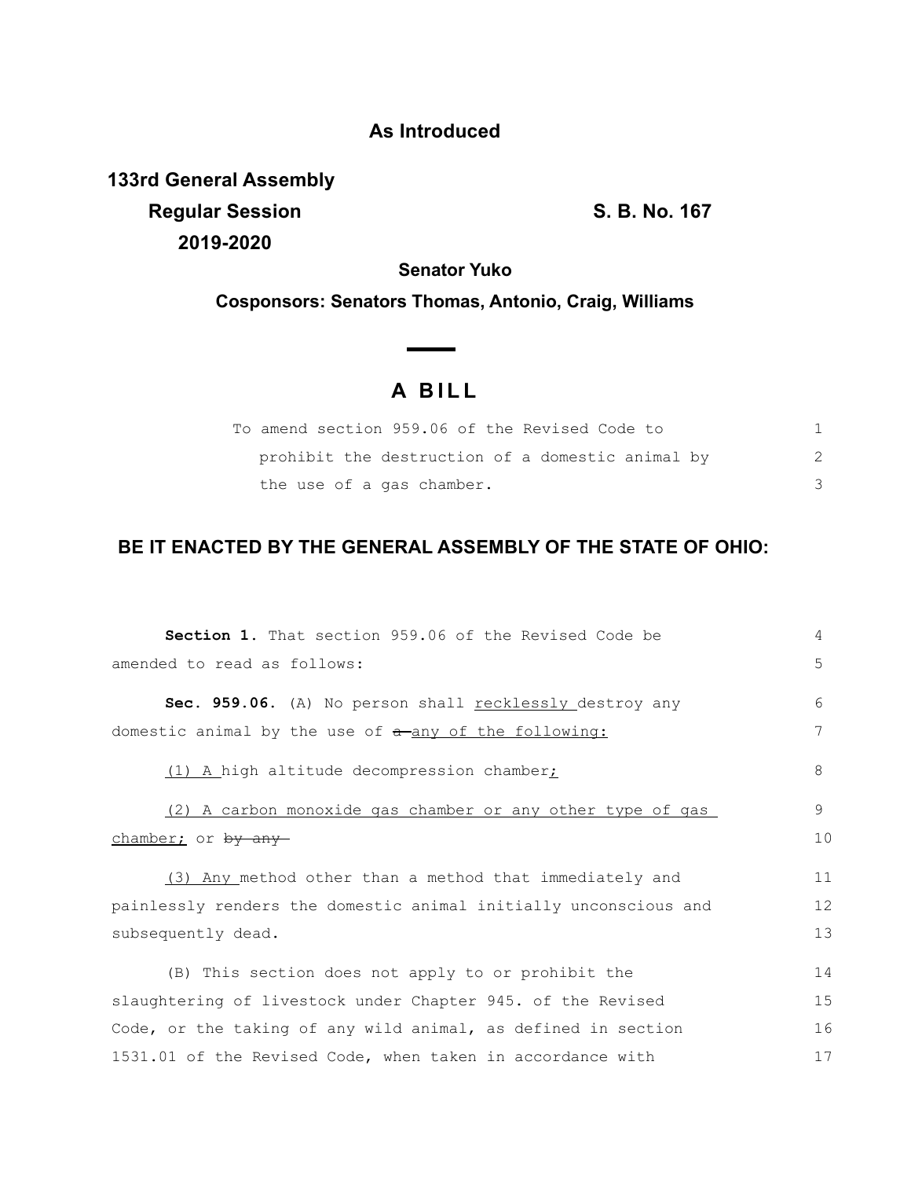**As Introduced**

**133rd General Assembly**
**Regular Session** **S. B. No. 167**
**2019-2020**

**Senator Yuko**

**Cosponsors: Senators Thomas, Antonio, Craig, Williams**

# A BILL

To amend section 959.06 of the Revised Code to prohibit the destruction of a domestic animal by the use of a gas chamber.

## BE IT ENACTED BY THE GENERAL ASSEMBLY OF THE STATE OF OHIO:

**Section 1.** That section 959.06 of the Revised Code be amended to read as follows:

**Sec. 959.06.** (A) No person shall recklessly destroy any domestic animal by the use of ~~a~~ any of the following:

(1) A high altitude decompression chamber;

(2) A carbon monoxide gas chamber or any other type of gas chamber; or ~~by any~~

(3) Any method other than a method that immediately and painlessly renders the domestic animal initially unconscious and subsequently dead.

(B) This section does not apply to or prohibit the slaughtering of livestock under Chapter 945. of the Revised Code, or the taking of any wild animal, as defined in section 1531.01 of the Revised Code, when taken in accordance with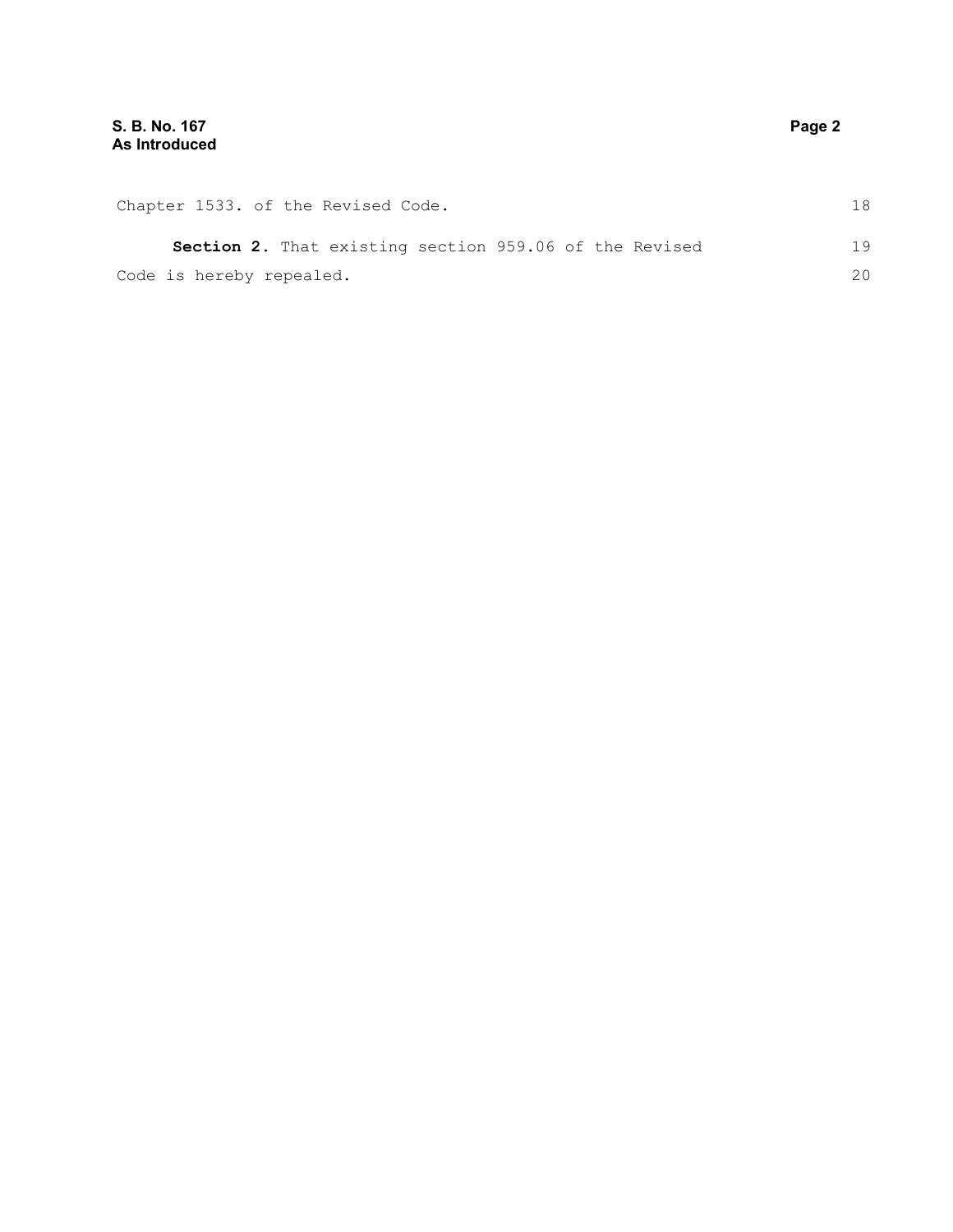Chapter 1533. of the Revised Code.

**Section 2.** That existing section 959.06 of the Revised Code is hereby repealed.